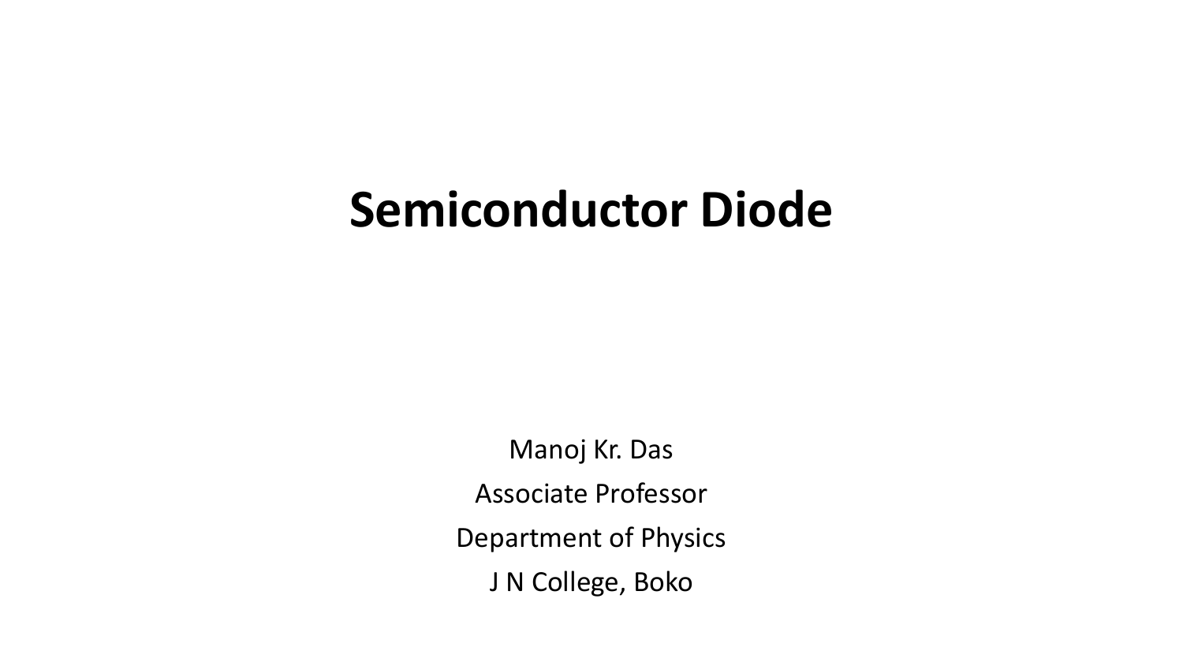# Semiconductor Diode

Manoj Kr. Das

Associate Professor

Department of Physics

J N College, Boko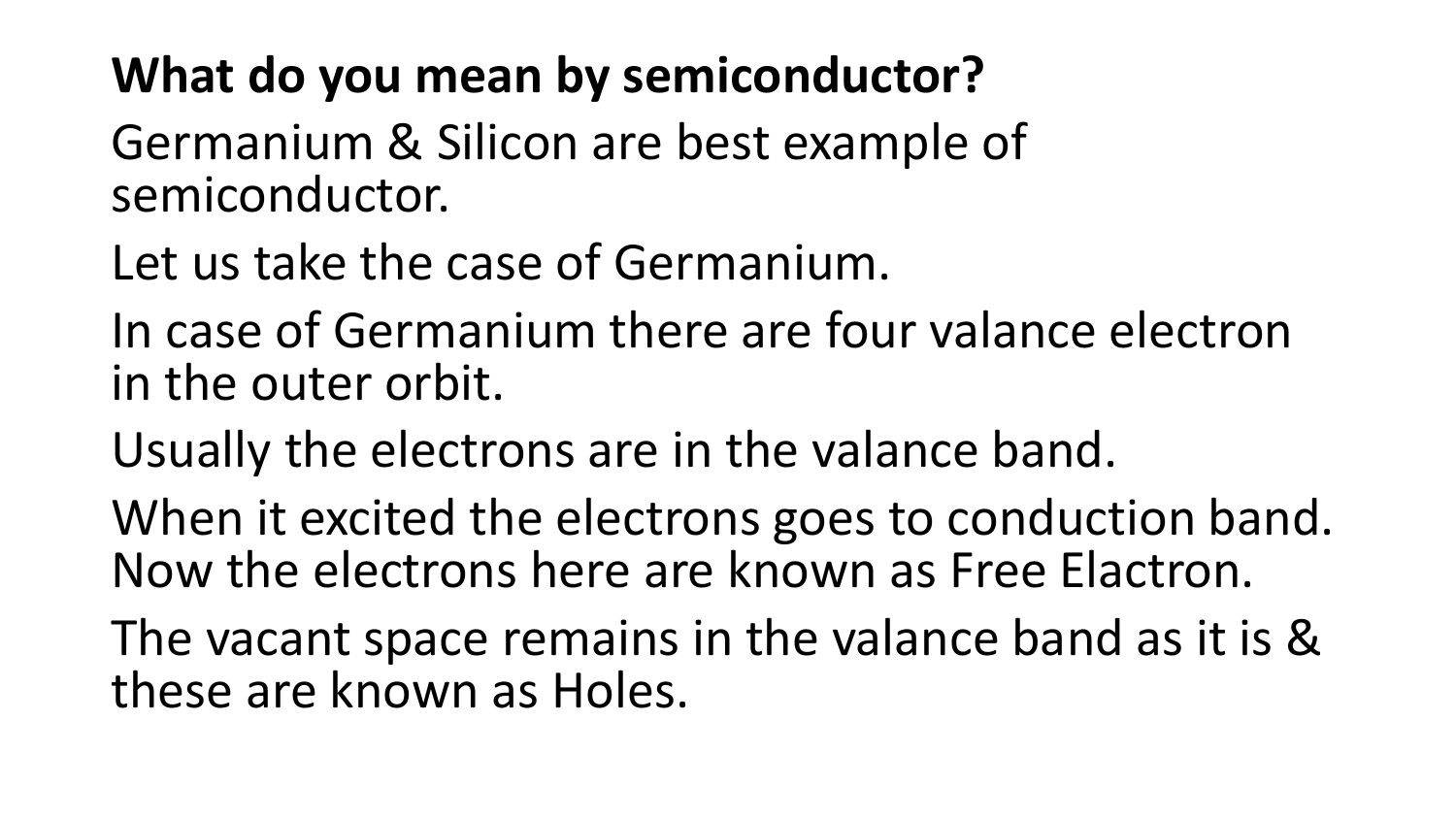**What do you mean by semiconductor?**

Germanium & Silicon are best example of semiconductor.

Let us take the case of Germanium.

In case of Germanium there are four valance electron in the outer orbit.

Usually the electrons are in the valance band.

When it excited the electrons goes to conduction band. Now the electrons here are known as Free Elactron.

The vacant space remains in the valance band as it is & these are known as Holes.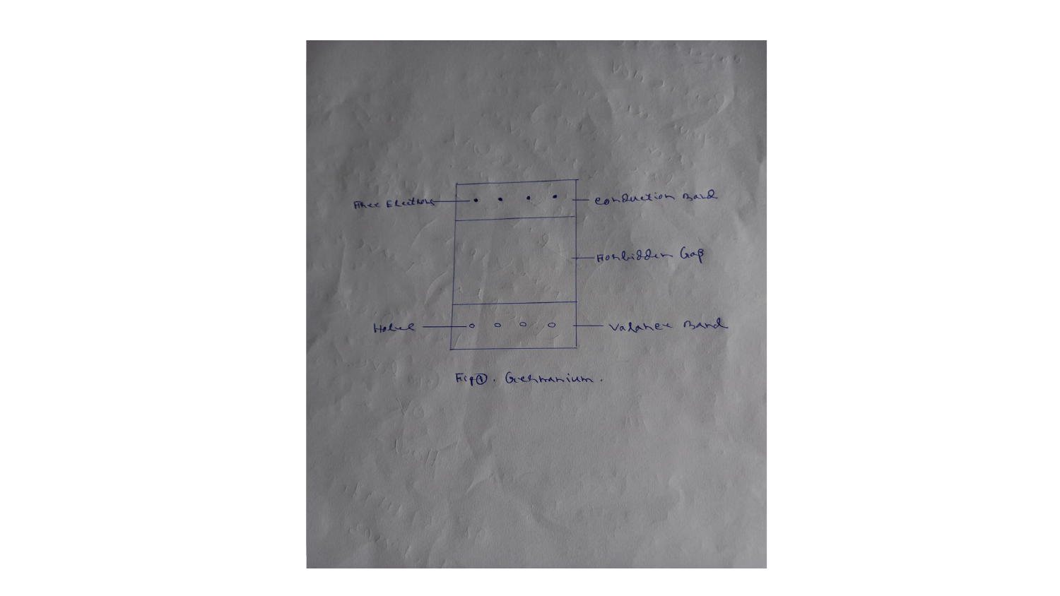Free Electrons

conduction Band

Forbidden Gap

Holes

Valance Band

Fig(1). Germanium.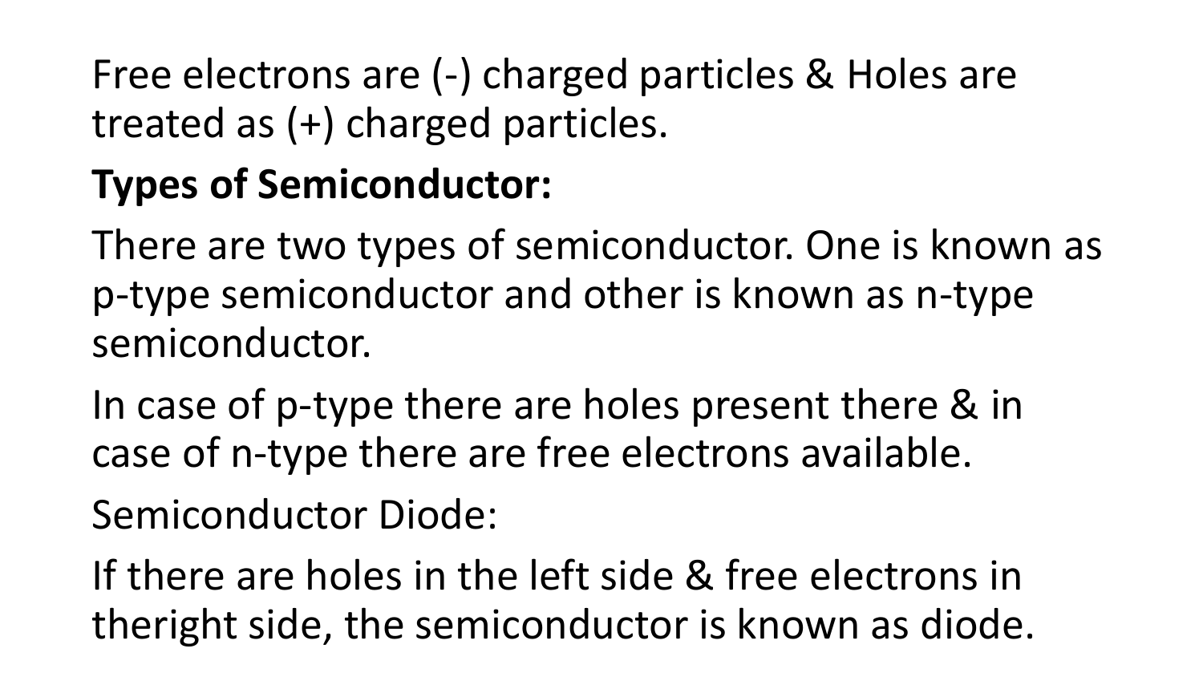Free electrons are (-) charged particles & Holes are treated as (+) charged particles.

**Types of Semiconductor:**

There are two types of semiconductor. One is known as p-type semiconductor and other is known as n-type semiconductor.

In case of p-type there are holes present there & in case of n-type there are free electrons available.

Semiconductor Diode:

If there are holes in the left side & free electrons in theright side, the semiconductor is known as diode.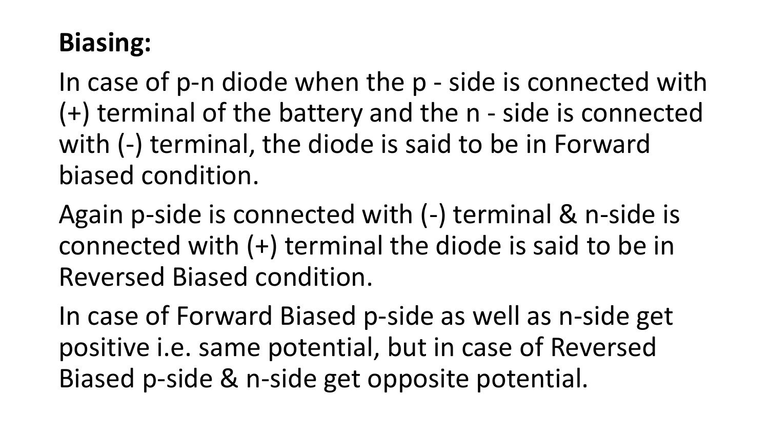**Biasing:**

In case of p-n diode when the p - side is connected with (+) terminal of the battery and the n - side is connected with (-) terminal, the diode is said to be in Forward biased condition.

Again p-side is connected with (-) terminal & n-side is connected with (+) terminal the diode is said to be in Reversed Biased condition.

In case of Forward Biased p-side as well as n-side get positive i.e. same potential, but in case of Reversed Biased p-side & n-side get opposite potential.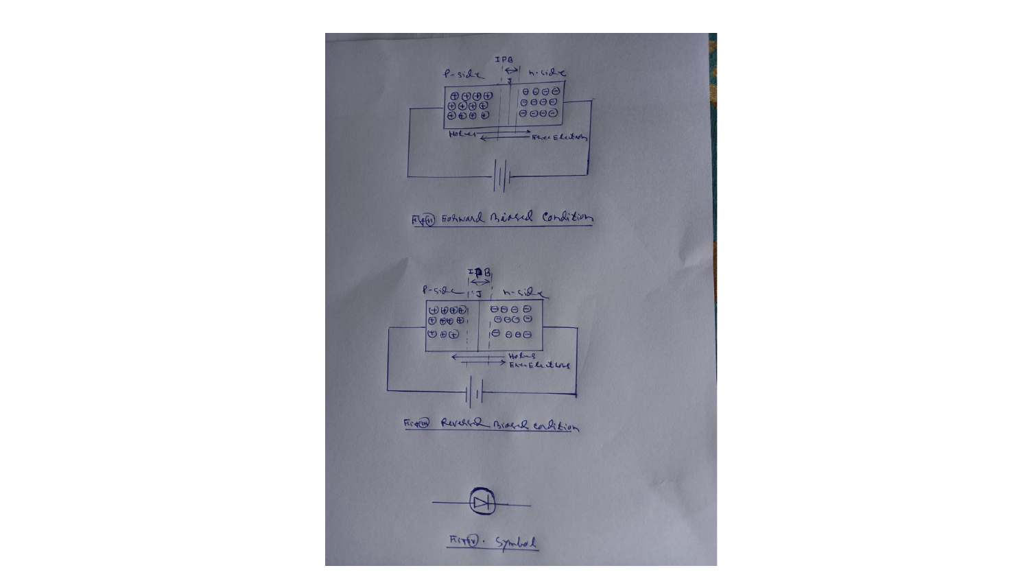IPB

P-side J n-side

Holes Free Electrons

Fig (ii) Forward Biased Condition

IPB

P-side J n-side

Holes

Free Electrons

Fig (iii) Reversed Biased condition

Fig (iv). Symbol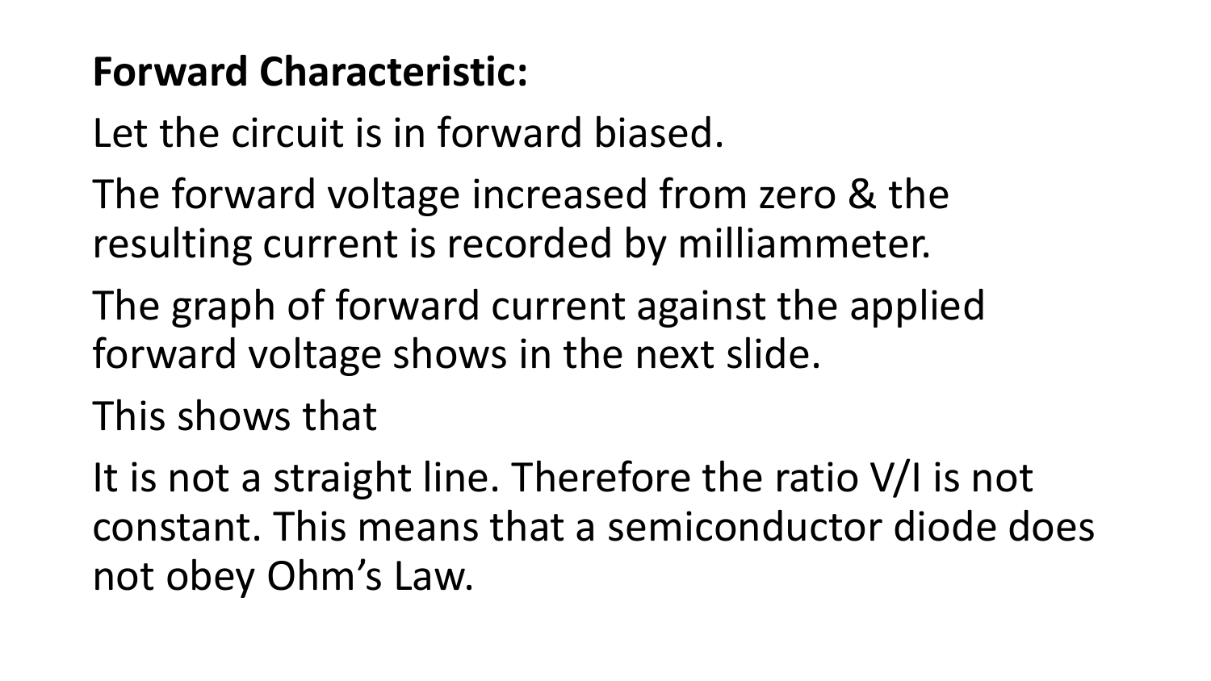**Forward Characteristic:**

Let the circuit is in forward biased.

The forward voltage increased from zero & the resulting current is recorded by milliammeter.

The graph of forward current against the applied forward voltage shows in the next slide.

This shows that

It is not a straight line. Therefore the ratio V/I is not constant. This means that a semiconductor diode does not obey Ohm's Law.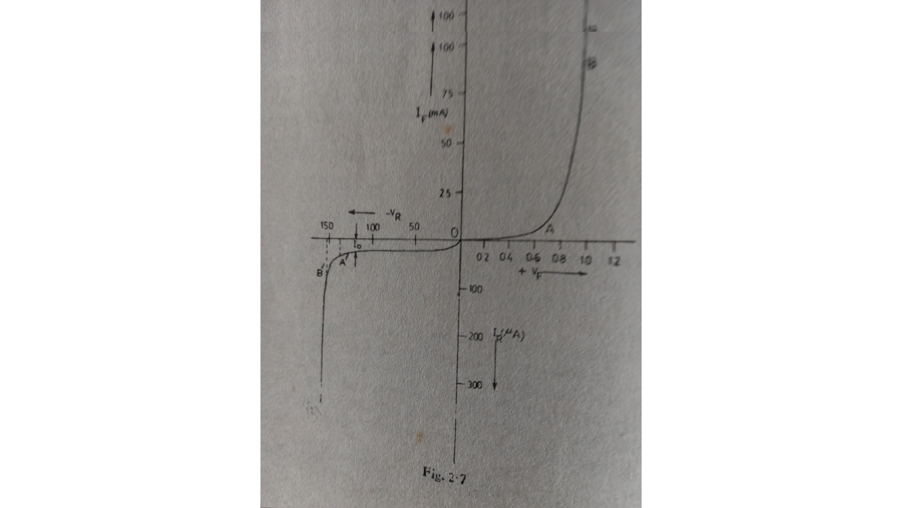100

100

75

$I_F$ (mA)

50

25

$-V_R$

150

100

50

O

A

$I_o$

A'

B'

0.2 0.4 0.6 0.8 1.0 1.2

$+V_F$

100

200 $I_R$ ($\mu$A)

300

B

Fig. 2·7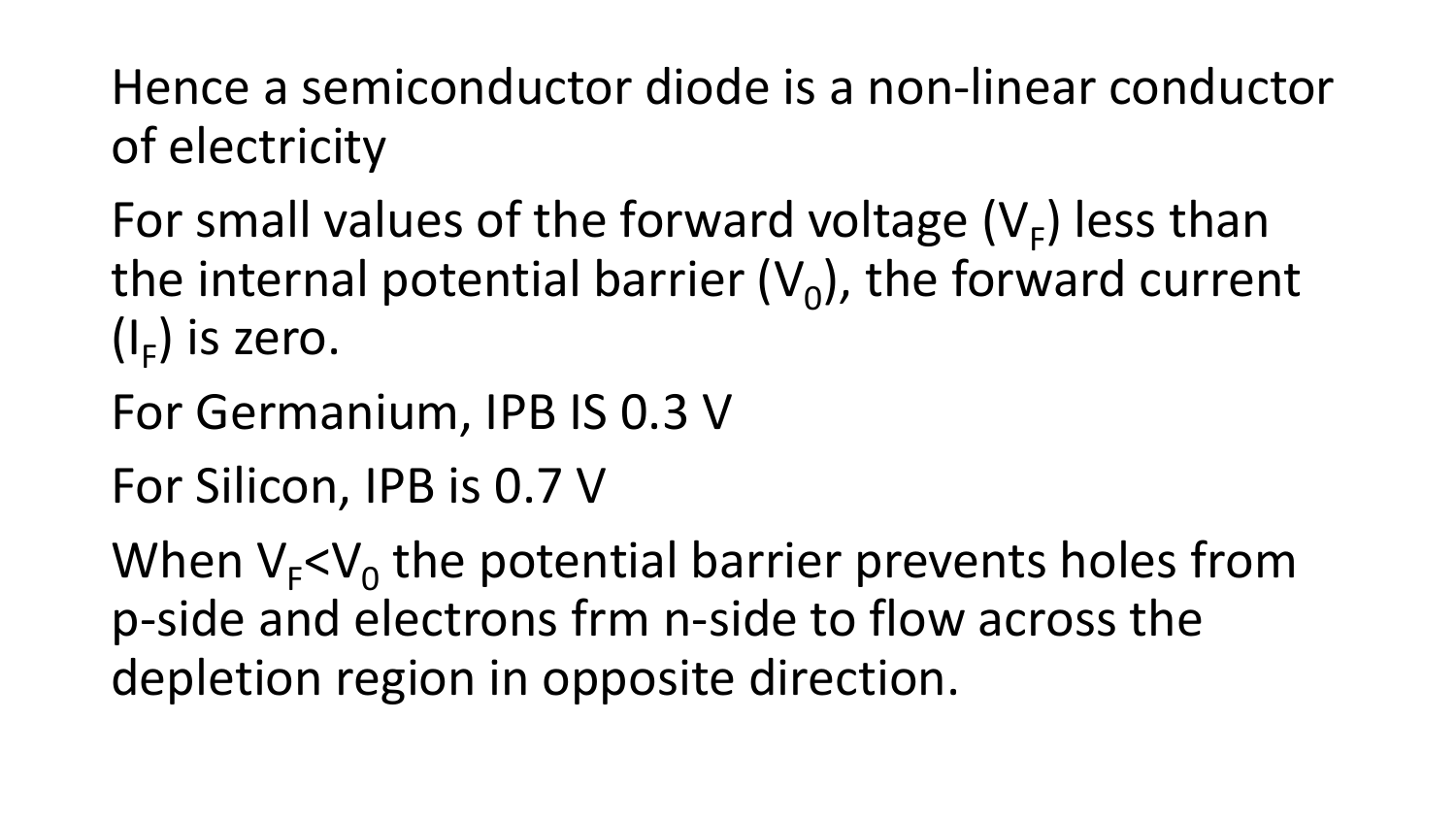Hence a semiconductor diode is a non-linear conductor of electricity

For small values of the forward voltage ($V_F$) less than the internal potential barrier ($V_0$), the forward current ($I_F$) is zero.

For Germanium, IPB IS 0.3 V

For Silicon, IPB is 0.7 V

When $V_F<V_0$ the potential barrier prevents holes from p-side and electrons frm n-side to flow across the depletion region in opposite direction.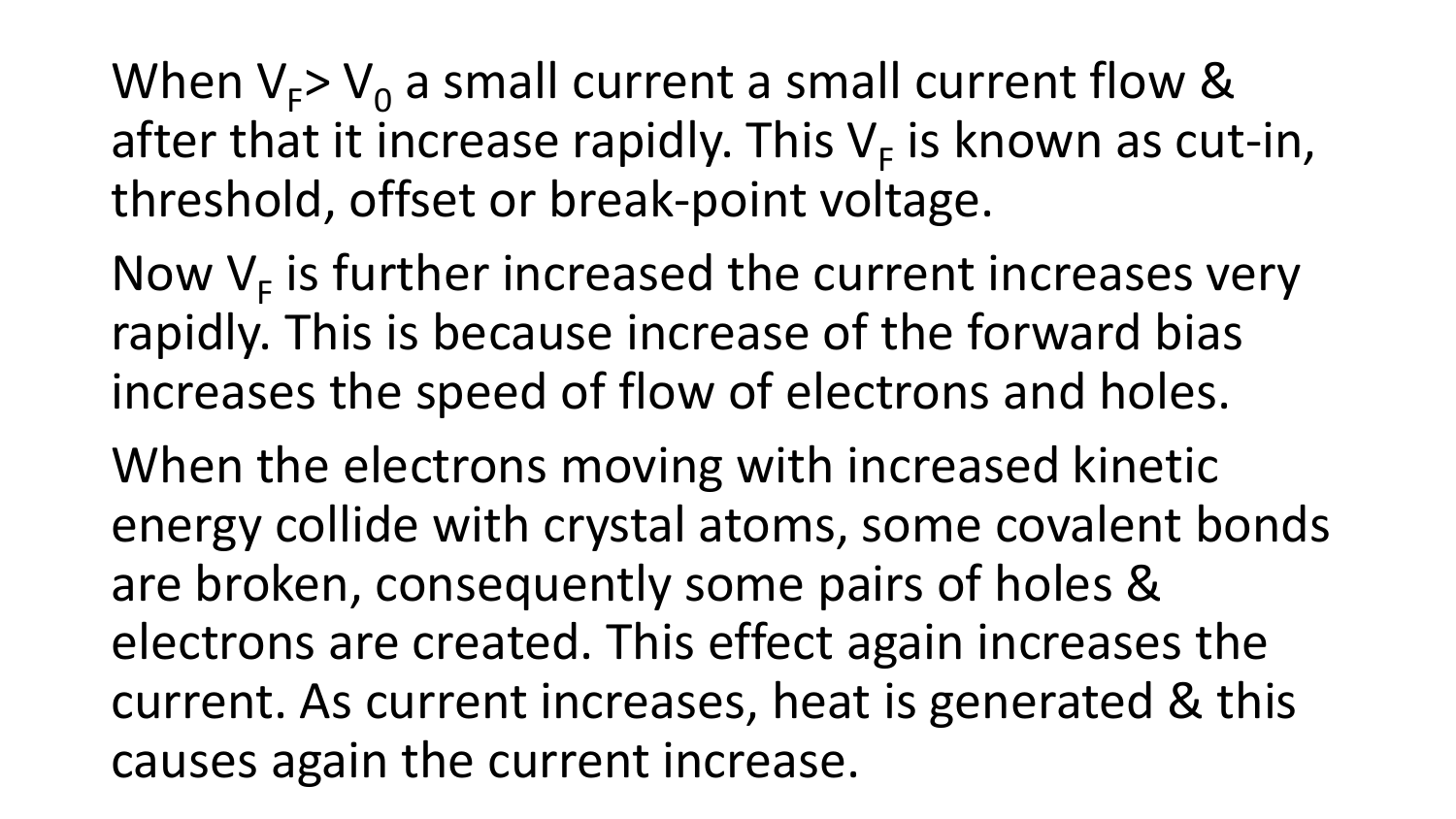When $V_F > V_0$ a small current a small current flow & after that it increase rapidly. This $V_F$ is known as cut-in, threshold, offset or break-point voltage.

Now $V_F$ is further increased the current increases very rapidly. This is because increase of the forward bias increases the speed of flow of electrons and holes.

When the electrons moving with increased kinetic energy collide with crystal atoms, some covalent bonds are broken, consequently some pairs of holes & electrons are created. This effect again increases the current. As current increases, heat is generated & this causes again the current increase.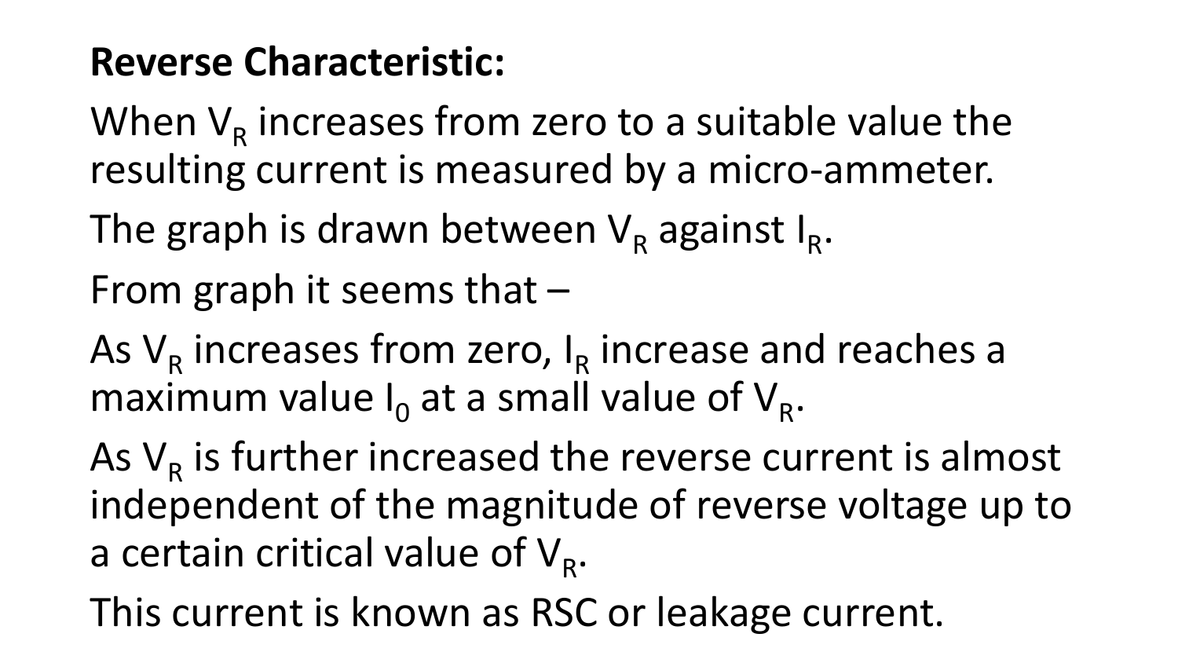**Reverse Characteristic:**

When $V_R$ increases from zero to a suitable value the resulting current is measured by a micro-ammeter.

The graph is drawn between $V_R$ against $I_R$.

From graph it seems that –

As $V_R$ increases from zero, $I_R$ increase and reaches a maximum value $I_0$ at a small value of $V_R$.

As $V_R$ is further increased the reverse current is almost independent of the magnitude of reverse voltage up to a certain critical value of $V_R$.

This current is known as RSC or leakage current.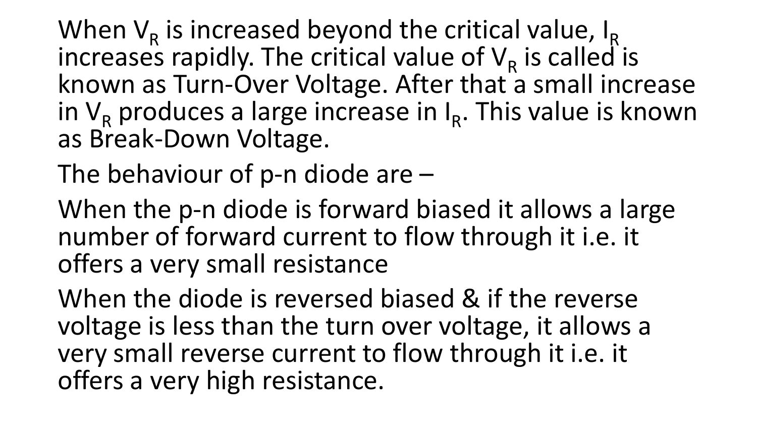When $V_R$ is increased beyond the critical value, $I_R$ increases rapidly. The critical value of $V_R$ is called is known as Turn-Over Voltage. After that a small increase in $V_R$ produces a large increase in $I_R$. This value is known as Break-Down Voltage.

The behaviour of p-n diode are –

When the p-n diode is forward biased it allows a large number of forward current to flow through it i.e. it offers a very small resistance

When the diode is reversed biased & if the reverse voltage is less than the turn over voltage, it allows a very small reverse current to flow through it i.e. it offers a very high resistance.